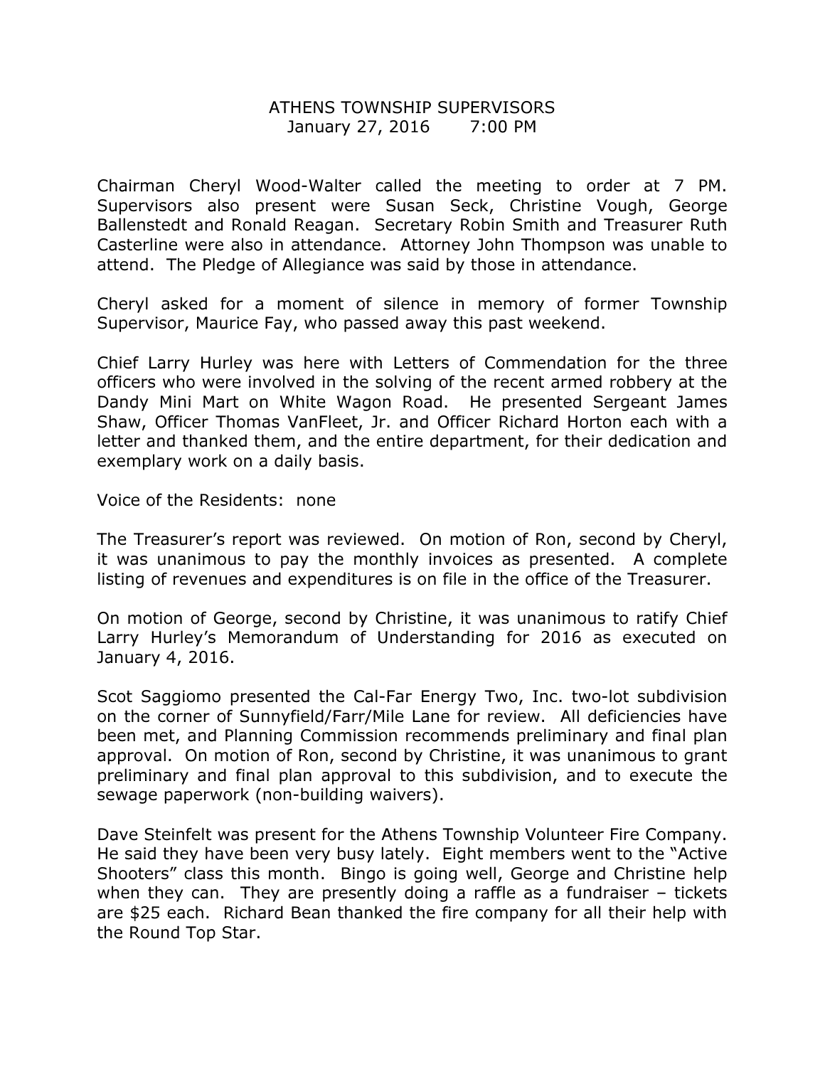# ATHENS TOWNSHIP SUPERVISORS

January 27, 2016 7:00 PM

Chairman Cheryl Wood-Walter called the meeting to order at 7 PM. Supervisors also present were Susan Seck, Christine Vough, George Ballenstedt and Ronald Reagan. Secretary Robin Smith and Treasurer Ruth Casterline were also in attendance. Attorney John Thompson was unable to attend. The Pledge of Allegiance was said by those in attendance.

Cheryl asked for a moment of silence in memory of former Township Supervisor, Maurice Fay, who passed away this past weekend.

Chief Larry Hurley was here with Letters of Commendation for the three officers who were involved in the solving of the recent armed robbery at the Dandy Mini Mart on White Wagon Road. He presented Sergeant James Shaw, Officer Thomas VanFleet, Jr. and Officer Richard Horton each with a letter and thanked them, and the entire department, for their dedication and exemplary work on a daily basis.

Voice of the Residents: none

The Treasurer's report was reviewed. On motion of Ron, second by Cheryl, it was unanimous to pay the monthly invoices as presented. A complete listing of revenues and expenditures is on file in the office of the Treasurer.

On motion of George, second by Christine, it was unanimous to ratify Chief Larry Hurley's Memorandum of Understanding for 2016 as executed on January 4, 2016.

Scot Saggiomo presented the Cal-Far Energy Two, Inc. two-lot subdivision on the corner of Sunnyfield/Farr/Mile Lane for review. All deficiencies have been met, and Planning Commission recommends preliminary and final plan approval. On motion of Ron, second by Christine, it was unanimous to grant preliminary and final plan approval to this subdivision, and to execute the sewage paperwork (non-building waivers).

Dave Steinfelt was present for the Athens Township Volunteer Fire Company. He said they have been very busy lately. Eight members went to the "Active Shooters" class this month. Bingo is going well, George and Christine help when they can. They are presently doing a raffle as a fundraiser – tickets are $25 each. Richard Bean thanked the fire company for all their help with the Round Top Star.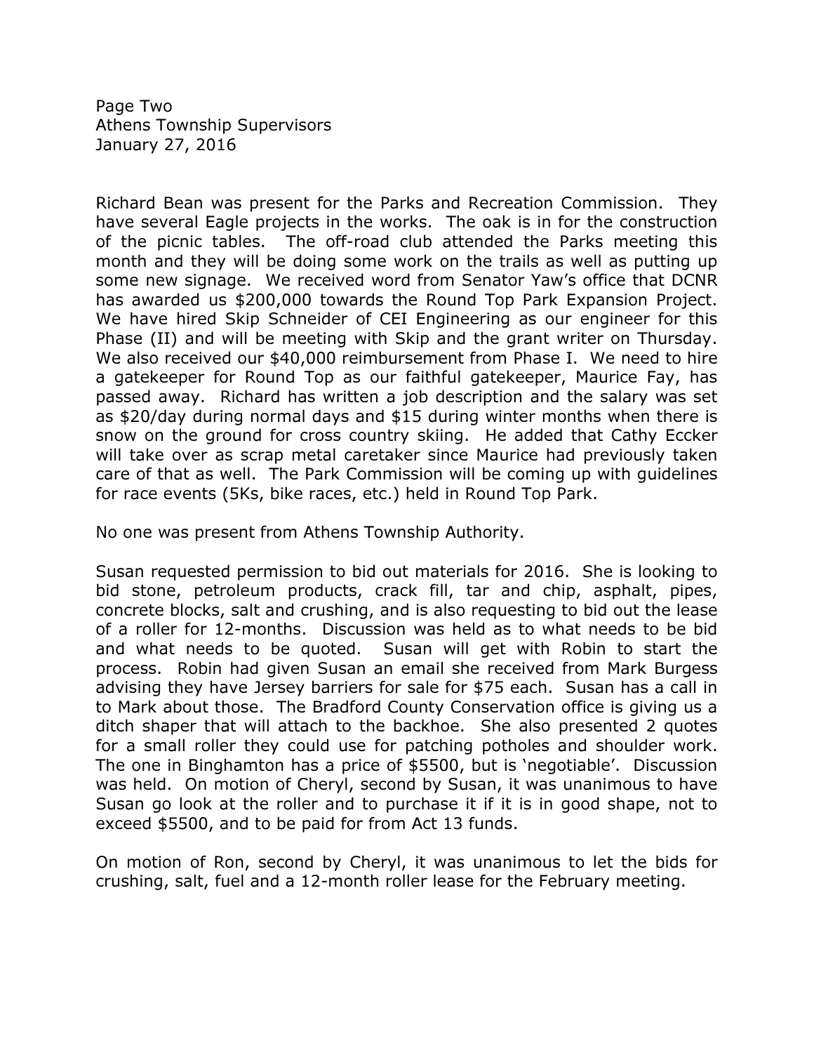Richard Bean was present for the Parks and Recreation Commission. They have several Eagle projects in the works. The oak is in for the construction of the picnic tables. The off-road club attended the Parks meeting this month and they will be doing some work on the trails as well as putting up some new signage. We received word from Senator Yaw's office that DCNR has awarded us $200,000 towards the Round Top Park Expansion Project. We have hired Skip Schneider of CEI Engineering as our engineer for this Phase (II) and will be meeting with Skip and the grant writer on Thursday. We also received our $40,000 reimbursement from Phase I. We need to hire a gatekeeper for Round Top as our faithful gatekeeper, Maurice Fay, has passed away. Richard has written a job description and the salary was set as $20/day during normal days and $15 during winter months when there is snow on the ground for cross country skiing. He added that Cathy Eccker will take over as scrap metal caretaker since Maurice had previously taken care of that as well. The Park Commission will be coming up with guidelines for race events (5Ks, bike races, etc.) held in Round Top Park.

No one was present from Athens Township Authority.

Susan requested permission to bid out materials for 2016. She is looking to bid stone, petroleum products, crack fill, tar and chip, asphalt, pipes, concrete blocks, salt and crushing, and is also requesting to bid out the lease of a roller for 12-months. Discussion was held as to what needs to be bid and what needs to be quoted. Susan will get with Robin to start the process. Robin had given Susan an email she received from Mark Burgess advising they have Jersey barriers for sale for $75 each. Susan has a call in to Mark about those. The Bradford County Conservation office is giving us a ditch shaper that will attach to the backhoe. She also presented 2 quotes for a small roller they could use for patching potholes and shoulder work. The one in Binghamton has a price of $5500, but is 'negotiable'. Discussion was held. On motion of Cheryl, second by Susan, it was unanimous to have Susan go look at the roller and to purchase it if it is in good shape, not to exceed $5500, and to be paid for from Act 13 funds.

On motion of Ron, second by Cheryl, it was unanimous to let the bids for crushing, salt, fuel and a 12-month roller lease for the February meeting.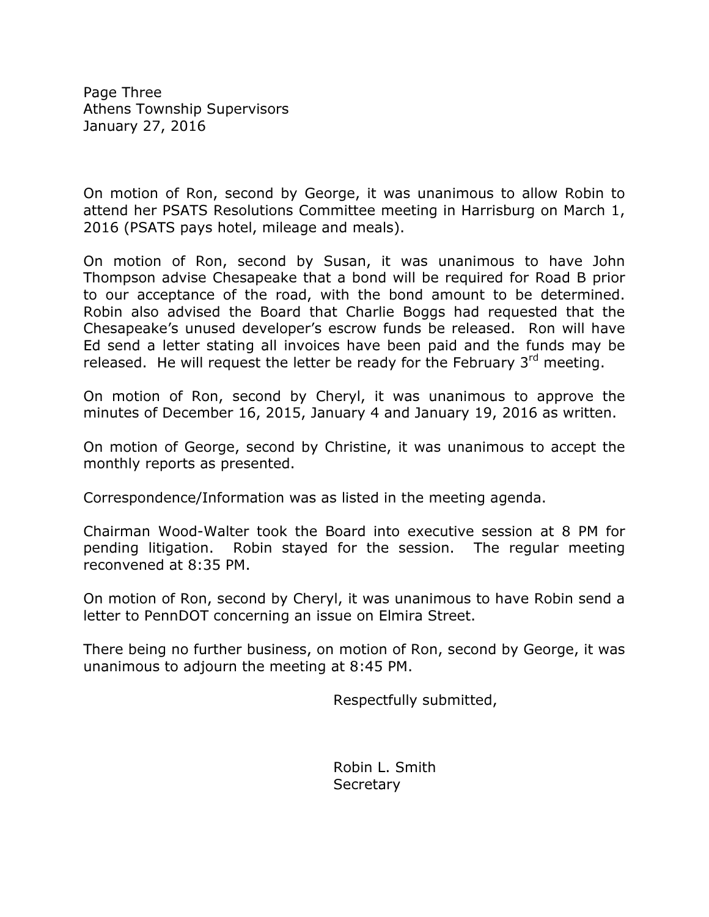On motion of Ron, second by George, it was unanimous to allow Robin to attend her PSATS Resolutions Committee meeting in Harrisburg on March 1, 2016 (PSATS pays hotel, mileage and meals).

On motion of Ron, second by Susan, it was unanimous to have John Thompson advise Chesapeake that a bond will be required for Road B prior to our acceptance of the road, with the bond amount to be determined. Robin also advised the Board that Charlie Boggs had requested that the Chesapeake's unused developer's escrow funds be released. Ron will have Ed send a letter stating all invoices have been paid and the funds may be released. He will request the letter be ready for the February 3rd meeting.

On motion of Ron, second by Cheryl, it was unanimous to approve the minutes of December 16, 2015, January 4 and January 19, 2016 as written.

On motion of George, second by Christine, it was unanimous to accept the monthly reports as presented.

Correspondence/Information was as listed in the meeting agenda.

Chairman Wood-Walter took the Board into executive session at 8 PM for pending litigation. Robin stayed for the session. The regular meeting reconvened at 8:35 PM.

On motion of Ron, second by Cheryl, it was unanimous to have Robin send a letter to PennDOT concerning an issue on Elmira Street.

There being no further business, on motion of Ron, second by George, it was unanimous to adjourn the meeting at 8:45 PM.

Respectfully submitted,

Robin L. Smith
Secretary